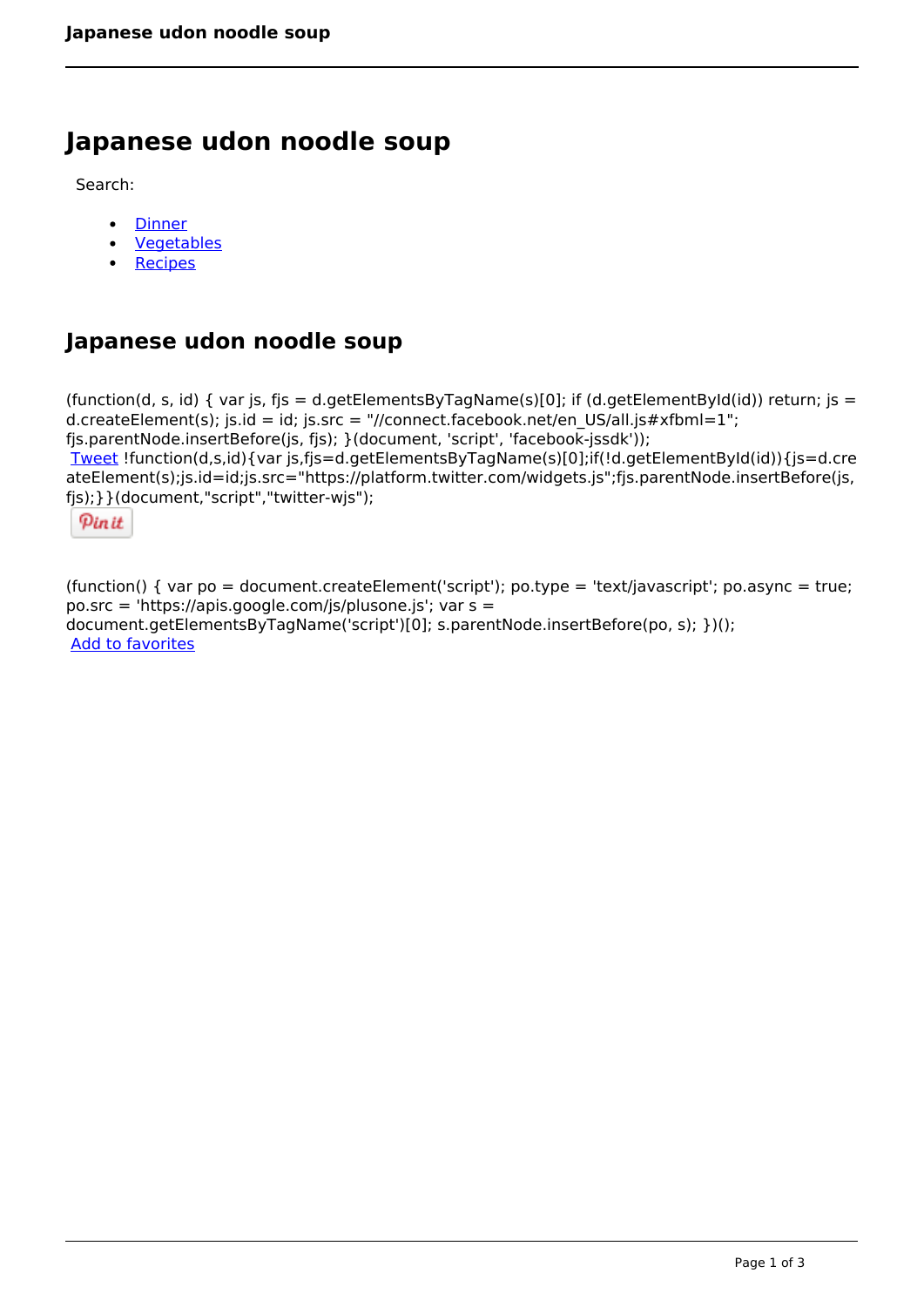# Japanese udon noodle soup

Search:

- Dinner
- Vegetables
- Recipes

## Japanese udon noodle soup

(function(d, s, id) { var js, fjs = d.getElementsByTagName(s)[0]; if (d.getElementById(id)) return; js = d.createElement(s); js.id = id; js.src = "//connect.facebook.net/en_US/all.js#xfbml=1"; fjs.parentNode.insertBefore(js, fjs); }(document, 'script', 'facebook-jssdk'));

Tweet !function(d,s,id){var js,fjs=d.getElementsByTagName(s)[0];if(!d.getElementById(id)){js=d.createElement(s);js.id=id;js.src="https://platform.twitter.com/widgets.js";fjs.parentNode.insertBefore(js,fjs);}}(document,"script","twitter-wjs");

Pin it

(function() { var po = document.createElement('script'); po.type = 'text/javascript'; po.async = true; po.src = 'https://apis.google.com/js/plusone.js'; var s = document.getElementsByTagName('script')[0]; s.parentNode.insertBefore(po, s); })();

Add to favorites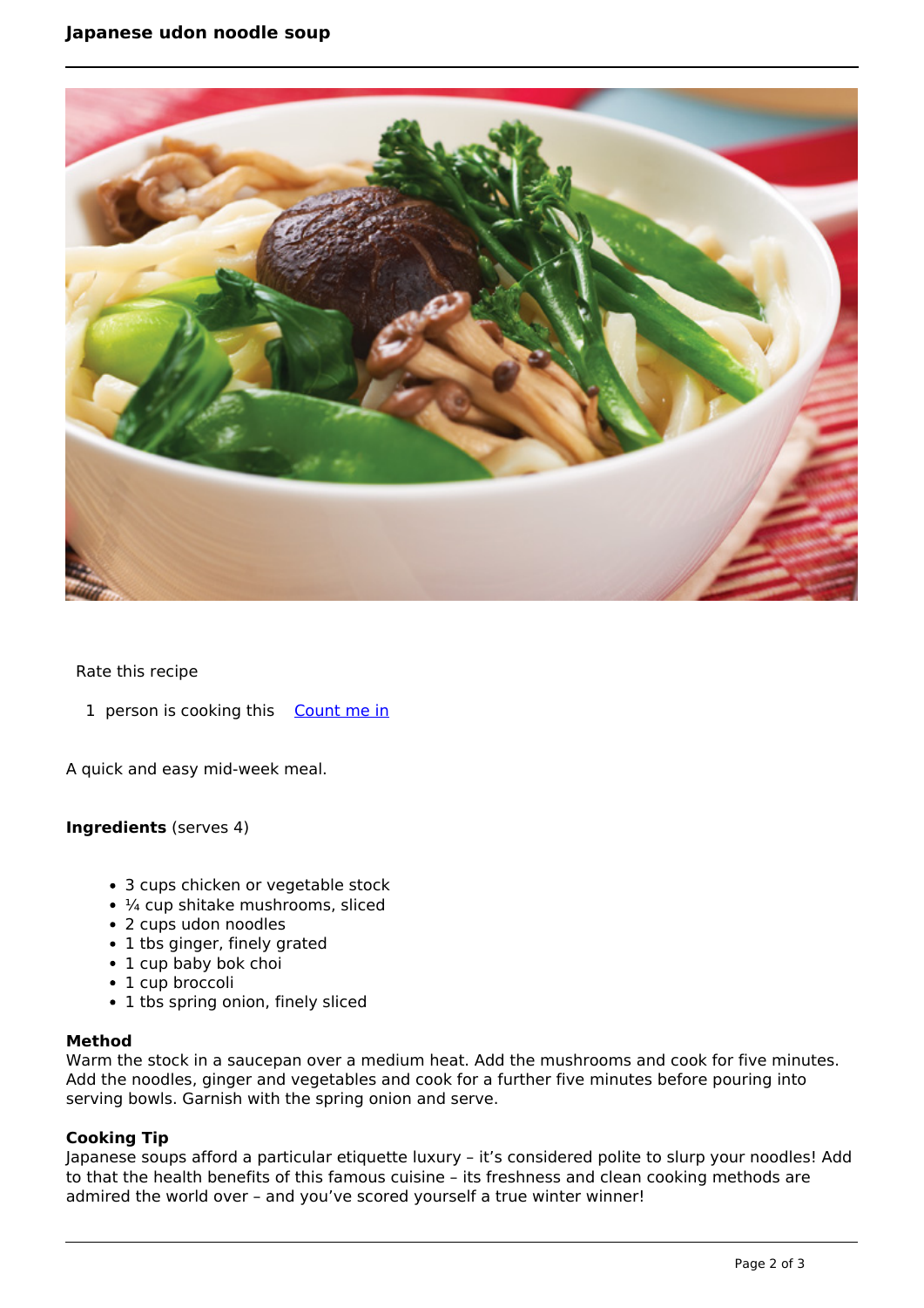# Japanese udon noodle soup

Rate this recipe

1 person is cooking this [Count me in]

A quick and easy mid-week meal.

**Ingredients** (serves 4)

- 3 cups chicken or vegetable stock
- ¼ cup shitake mushrooms, sliced
- 2 cups udon noodles
- 1 tbs ginger, finely grated
- 1 cup baby bok choi
- 1 cup broccoli
- 1 tbs spring onion, finely sliced

**Method**

Warm the stock in a saucepan over a medium heat. Add the mushrooms and cook for five minutes. Add the noodles, ginger and vegetables and cook for a further five minutes before pouring into serving bowls. Garnish with the spring onion and serve.

**Cooking Tip**

Japanese soups afford a particular etiquette luxury – it's considered polite to slurp your noodles! Add to that the health benefits of this famous cuisine – its freshness and clean cooking methods are admired the world over – and you've scored yourself a true winter winner!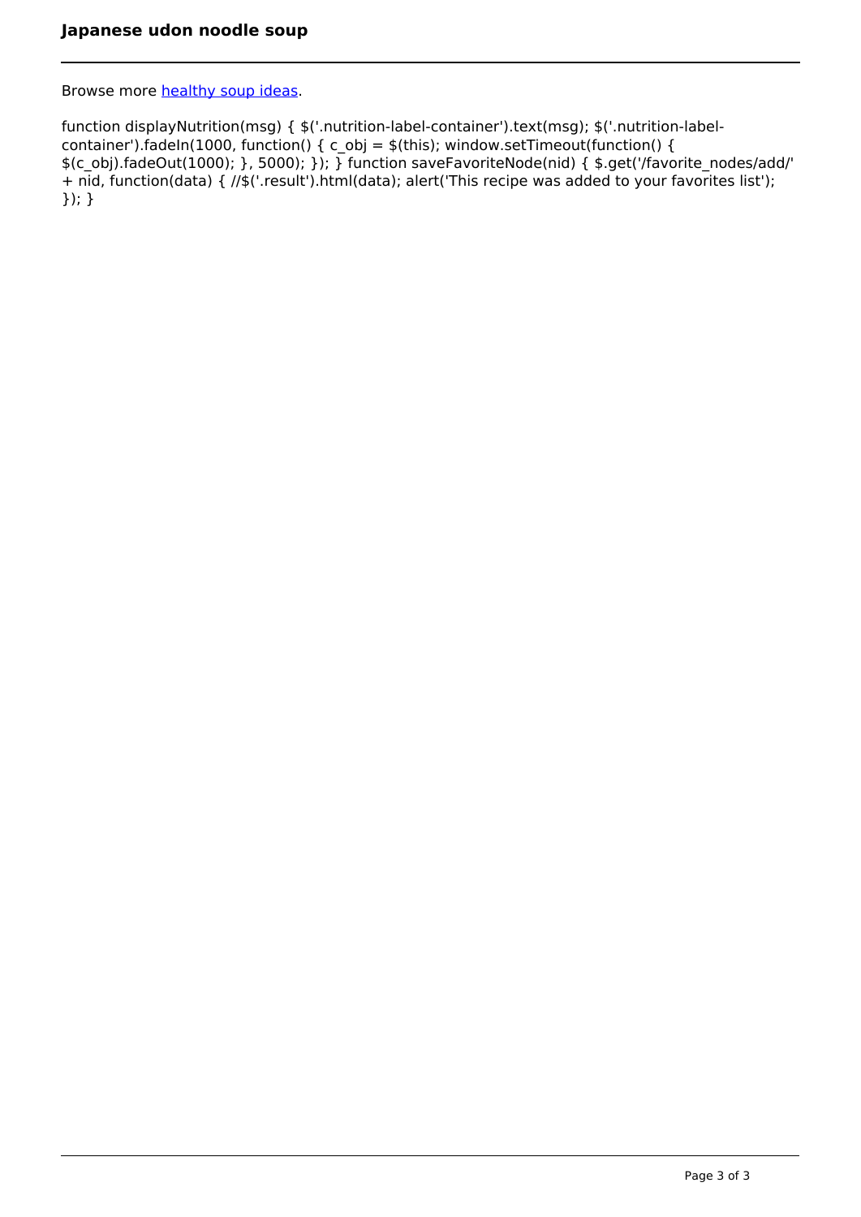Browse more healthy soup ideas.

```
function displayNutrition(msg) { $('.nutrition-label-container').text(msg); $('.nutrition-label-container').fadeIn(1000, function() { c_obj = $(this); window.setTimeout(function() { $(c_obj).fadeOut(1000); }, 5000); }); } function saveFavoriteNode(nid) { $.get('/favorite_nodes/add/' + nid, function(data) { //$('.result').html(data); alert('This recipe was added to your favorites list'); }); }
```